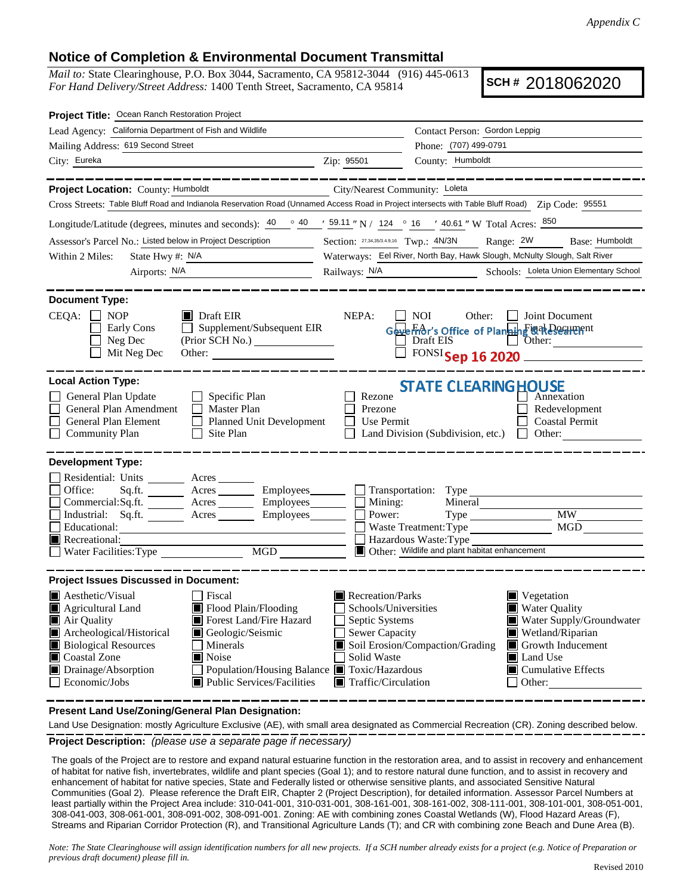*Appendix C*

## Notice of Completion & Environmental Document Transmittal

*Mail to:* State Clearinghouse, P.O. Box 3044, Sacramento, CA 95812-3044 (916) 445-0613
*For Hand Delivery/Street Address:* 1400 Tenth Street, Sacramento, CA 95814

**SCH #** 2018062020

**Project Title:** Ocean Ranch Restoration Project

Lead Agency: California Department of Fish and Wildlife
Contact Person: Gordon Leppig
Mailing Address: 619 Second Street
Phone: (707) 499-0791
City: Eureka
Zip: 95501
County: Humboldt

---

**Project Location:** County: Humboldt
City/Nearest Community: Loleta
Cross Streets: Table Bluff Road and Indianola Reservation Road (Unnamed Access Road in Project intersects with Table Bluff Road)
Zip Code: 95551
Longitude/Latitude (degrees, minutes and seconds): 40 ° 40 ′ 59.11 ″ N / 124 ° 16 ′ 40.61 ″ W
Total Acres: 850
Assessor's Parcel No.: Listed below in Project Description
Section: 27,34,35/3,4,9,16
Twp.: 4N/3N
Range: 2W
Base: Humboldt
Within 2 Miles: State Hwy #: N/A
Waterways: Eel River, North Bay, Hawk Slough, McNulty Slough, Salt River
Airports: N/A
Railways: N/A
Schools: Loleta Union Elementary School

---

**Document Type:**

CEQA:
- ☐ NOP
- ☐ Early Cons
- ☐ Neg Dec
- ☐ Mit Neg Dec
- ☒ Draft EIR
- ☐ Supplement/Subsequent EIR (Prior SCH No.)
- Other:

NEPA:
- ☐ NOI
- ☐ EA
- ☐ Draft EIS
- ☐ FONSI

Other:
- ☐ Joint Document
- ☐ Final Document
- ☐ Other:

Governor's Office of Planning & Research
Sep 16 2020
STATE CLEARINGHOUSE

---

**Local Action Type:**

- ☐ General Plan Update
- ☐ General Plan Amendment
- ☐ General Plan Element
- ☐ Community Plan
- ☐ Specific Plan
- ☐ Master Plan
- ☐ Planned Unit Development
- ☐ Site Plan
- ☐ Rezone
- ☐ Prezone
- ☐ Use Permit
- ☐ Land Division (Subdivision, etc.)
- ☐ Annexation
- ☐ Redevelopment
- ☐ Coastal Permit
- ☐ Other:

---

**Development Type:**

- ☐ Residential: Units ____ Acres ____
- ☐ Office: Sq.ft. ____ Acres ____ Employees ____
- ☐ Commercial: Sq.ft. ____ Acres ____ Employees ____
- ☐ Industrial: Sq.ft. ____ Acres ____ Employees ____
- ☐ Educational:
- ☒ Recreational:
- ☐ Water Facilities: Type ____ MGD ____
- ☐ Transportation: Type
- ☐ Mining: Mineral
- ☐ Power: Type ____ MW
- ☐ Waste Treatment: Type ____ MGD
- ☐ Hazardous Waste: Type
- ☒ Other: Wildlife and plant habitat enhancement

---

**Project Issues Discussed in Document:**

- ☒ Aesthetic/Visual
- ☒ Agricultural Land
- ☒ Air Quality
- ☒ Archeological/Historical
- ☒ Biological Resources
- ☒ Coastal Zone
- ☒ Drainage/Absorption
- ☐ Economic/Jobs
- ☐ Fiscal
- ☒ Flood Plain/Flooding
- ☒ Forest Land/Fire Hazard
- ☒ Geologic/Seismic
- ☐ Minerals
- ☒ Noise
- ☐ Population/Housing Balance
- ☒ Public Services/Facilities
- ☒ Recreation/Parks
- ☐ Schools/Universities
- ☐ Septic Systems
- ☐ Sewer Capacity
- ☒ Soil Erosion/Compaction/Grading
- ☐ Solid Waste
- ☒ Toxic/Hazardous
- ☒ Traffic/Circulation
- ☒ Vegetation
- ☒ Water Quality
- ☒ Water Supply/Groundwater
- ☒ Wetland/Riparian
- ☒ Growth Inducement
- ☒ Land Use
- ☒ Cumulative Effects
- ☐ Other:

---

**Present Land Use/Zoning/General Plan Designation:**

Land Use Designation: mostly Agriculture Exclusive (AE), with small area designated as Commercial Recreation (CR). Zoning described below.

**Project Description:** *(please use a separate page if necessary)*

The goals of the Project are to restore and expand natural estuarine function in the restoration area, and to assist in recovery and enhancement of habitat for native fish, invertebrates, wildlife and plant species (Goal 1); and to restore natural dune function, and to assist in recovery and enhancement of habitat for native species, State and Federally listed or otherwise sensitive plants, and associated Sensitive Natural Communities (Goal 2). Please reference the Draft EIR, Chapter 2 (Project Description), for detailed information. Assessor Parcel Numbers at least partially within the Project Area include: 310-041-001, 310-031-001, 308-161-001, 308-161-002, 308-111-001, 308-101-001, 308-051-001, 308-041-003, 308-061-001, 308-091-002, 308-091-001. Zoning: AE with combining zones Coastal Wetlands (W), Flood Hazard Areas (F), Streams and Riparian Corridor Protection (R), and Transitional Agriculture Lands (T); and CR with combining zone Beach and Dune Area (B).

*Note: The State Clearinghouse will assign identification numbers for all new projects. If a SCH number already exists for a project (e.g. Notice of Preparation or previous draft document) please fill in.*

Revised 2010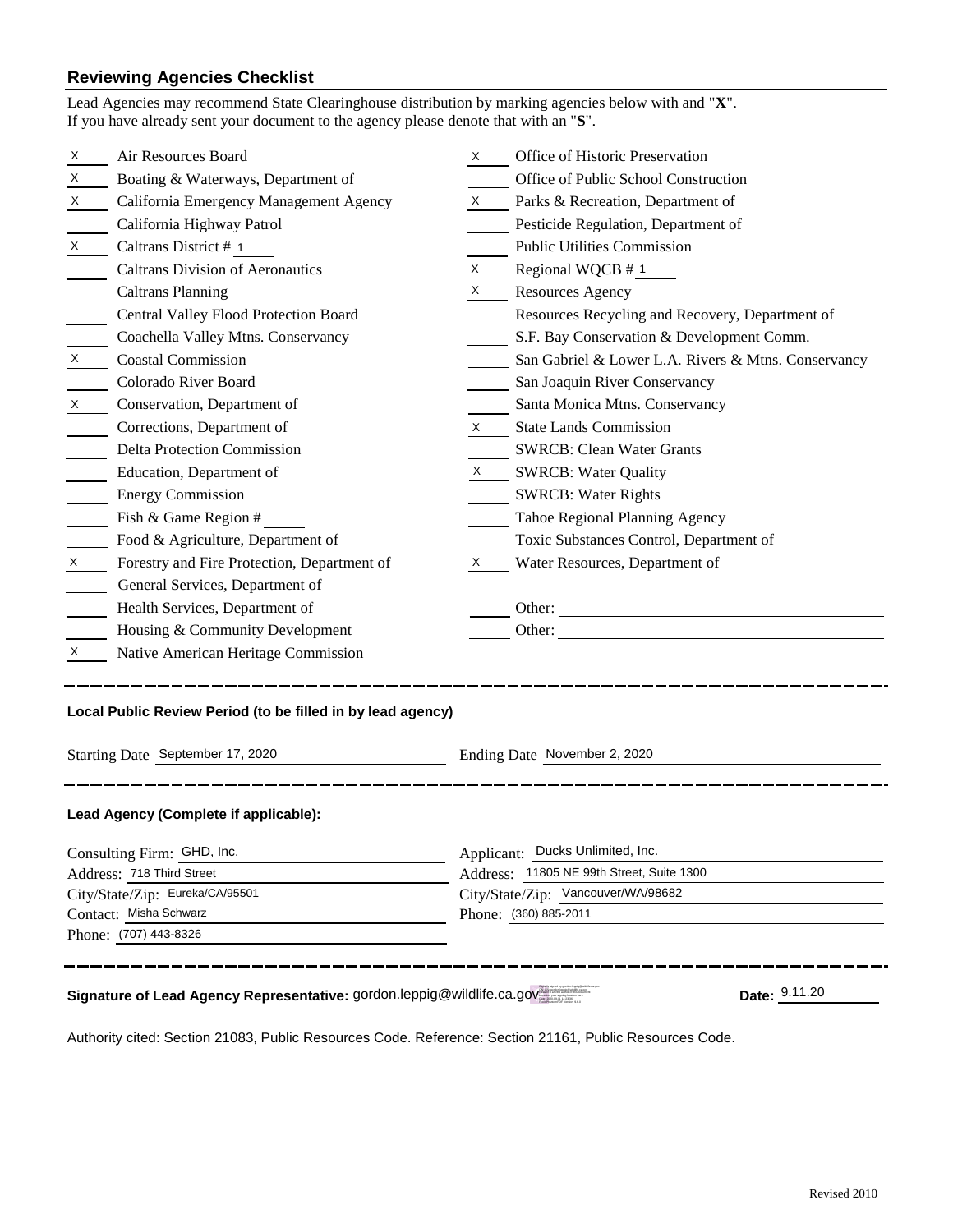## Reviewing Agencies Checklist

Lead Agencies may recommend State Clearinghouse distribution by marking agencies below with and "**X**".
If you have already sent your document to the agency please denote that with an "**S**".

| Mark | Agency | Mark | Agency |
|---|---|---|---|
| X | Air Resources Board | X | Office of Historic Preservation |
| X | Boating & Waterways, Department of | | Office of Public School Construction |
| X | California Emergency Management Agency | X | Parks & Recreation, Department of |
| | California Highway Patrol | | Pesticide Regulation, Department of |
| X | Caltrans District # 1 | | Public Utilities Commission |
| | Caltrans Division of Aeronautics | X | Regional WQCB # 1 |
| | Caltrans Planning | X | Resources Agency |
| | Central Valley Flood Protection Board | | Resources Recycling and Recovery, Department of |
| | Coachella Valley Mtns. Conservancy | | S.F. Bay Conservation & Development Comm. |
| X | Coastal Commission | | San Gabriel & Lower L.A. Rivers & Mtns. Conservancy |
| | Colorado River Board | | San Joaquin River Conservancy |
| X | Conservation, Department of | | Santa Monica Mtns. Conservancy |
| | Corrections, Department of | X | State Lands Commission |
| | Delta Protection Commission | | SWRCB: Clean Water Grants |
| | Education, Department of | X | SWRCB: Water Quality |
| | Energy Commission | | SWRCB: Water Rights |
| | Fish & Game Region # | | Tahoe Regional Planning Agency |
| | Food & Agriculture, Department of | | Toxic Substances Control, Department of |
| X | Forestry and Fire Protection, Department of | X | Water Resources, Department of |
| | General Services, Department of | | |
| | Health Services, Department of | | Other: |
| | Housing & Community Development | | Other: |
| X | Native American Heritage Commission | | |

### Local Public Review Period (to be filled in by lead agency)

Starting Date September 17, 2020

Ending Date November 2, 2020

### Lead Agency (Complete if applicable):

Consulting Firm: GHD, Inc.
Address: 718 Third Street
City/State/Zip: Eureka/CA/95501
Contact: Misha Schwarz
Phone: (707) 443-8326

Applicant: Ducks Unlimited, Inc.
Address: 11805 NE 99th Street, Suite 1300
City/State/Zip: Vancouver/WA/98682
Phone: (360) 885-2011

**Signature of Lead Agency Representative:** gordon.leppig@wildlife.ca.gov **Date:** 9.11.20

Authority cited: Section 21083, Public Resources Code. Reference: Section 21161, Public Resources Code.

Revised 2010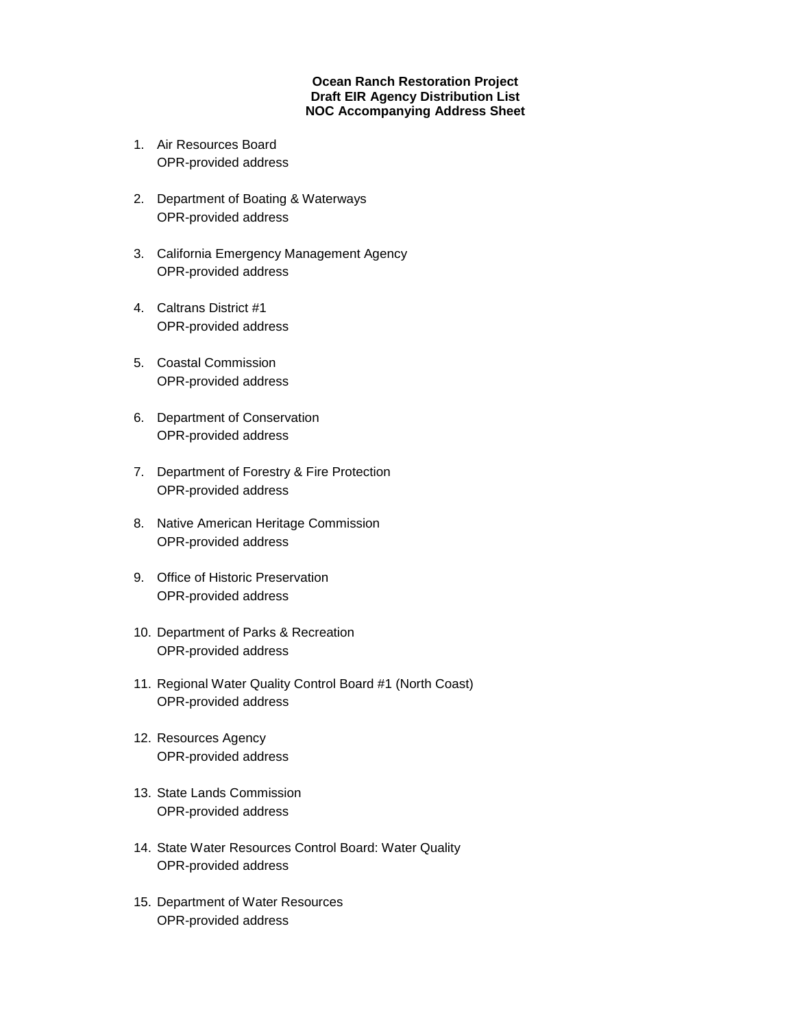**Ocean Ranch Restoration Project**
**Draft EIR Agency Distribution List**
**NOC Accompanying Address Sheet**

1. Air Resources Board
   OPR-provided address

2. Department of Boating & Waterways
   OPR-provided address

3. California Emergency Management Agency
   OPR-provided address

4. Caltrans District #1
   OPR-provided address

5. Coastal Commission
   OPR-provided address

6. Department of Conservation
   OPR-provided address

7. Department of Forestry & Fire Protection
   OPR-provided address

8. Native American Heritage Commission
   OPR-provided address

9. Office of Historic Preservation
   OPR-provided address

10. Department of Parks & Recreation
    OPR-provided address

11. Regional Water Quality Control Board #1 (North Coast)
    OPR-provided address

12. Resources Agency
    OPR-provided address

13. State Lands Commission
    OPR-provided address

14. State Water Resources Control Board: Water Quality
    OPR-provided address

15. Department of Water Resources
    OPR-provided address